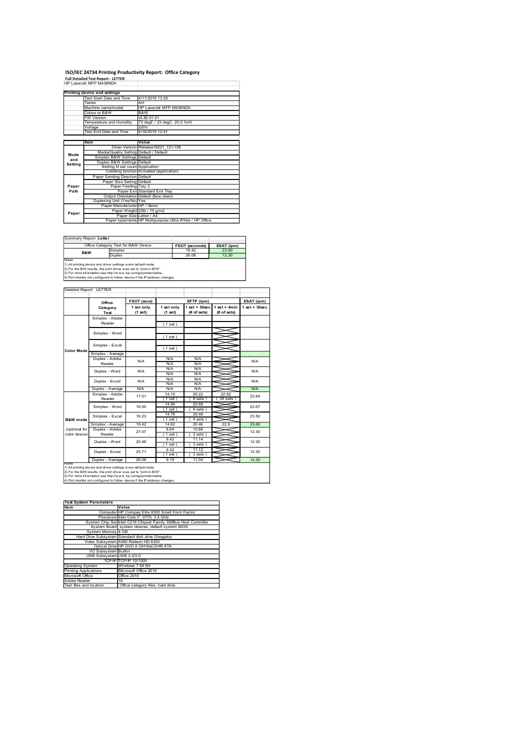# ISO/IEC 24734 Printing Productivity Report: Office Category

**Full Detailed Test Report - LETTER**

HP LaserJet MFP M436NDA

| Printing device and settings | |
|---|---|
| Test Start Date and Time | 4/11/2019 13:29 |
| Tester | AH |
| Machine name/model | HP LaserJet MFP M436NDA |
| Colour or B&W | B&W |
| FW Version | v3.82.01.01 |
| Temperature and Humidity | 73 degF / 23 degC 20.0 %rH |
| Voltage | 220V |
| Test End Date and Time | 4/16/2019 12:41 |

| | Item | Value |
|---|---|---|
| Mode and Setting | Driver Version | Release16221_121-158 |
| | Media/Quality Setting | Default / Default |
| | Simplex B&W Settings | Default |
| | Duplex B&W Settings | Default |
| | Setting N set count | Application |
| | Collating function | Activated (application) |
| Paper Path | Paper Sending Direction | Default |
| | Paper Size Setting | Default |
| | Paper Feeding | Tray 2 |
| | Paper Exit | Standard Exit Tray |
| | Output Orientation | Default (face down) |
| | Duplexing Unit (Yes/No) | Yes |
| Paper | Paper Manufacturer | HP / Xerox |
| | Paper Weight | 20lb / 75 g/m2 |
| | Paper Size | Letter / A4 |
| | Paper type/name | HP Multipurpose Ultra White / HP Office |

Summary Report: **Letter**

| Office Category Test for B&W Device | | FSOT (seconds) | ESAT (ipm) |
|---|---|---|---|
| B&W | Simplex | 16.42 | 23.60 |
| | Duplex | 26.08 | 12.30 |

Notes
1) All printing device and driver settings were default mode.
2) For the B/W results, the print driver was set to "print in B/W".
3) For more information see http://www.hp.com/go/printerclaims.
4) Port monitor not configured to follow device if the IP address changes.

Detailed Report: LETTER

| | Office Category Test | FSOT (secs) 1 set only (1 set) | EFTP (ipm) 1 set only (1 set) | EFTP (ipm) 1 set + 30sec (# of sets) | EFTP (ipm) 1 set + 4min (# of sets) | ESAT (ipm) 1 set + 30sec |
|---|---|---|---|---|---|---|
| Color Mode | Simplex - Adobe Reader | | (1 set) | | | |
| | Simplex - Word | | (1 set) | | | |
| | Simplex - Excel | | (1 set) | | | |
| | Simplex - Average | | | | | |
| | Duplex - Adobe Reader | N/A | N/A N/A | N/A N/A | | N/A |
| | Duplex - Word | N/A | N/A N/A | N/A N/A | | N/A |
| | Duplex - Excel | N/A | N/A N/A | N/A N/A | | N/A |
| | Duplex - Average | N/A | N/A | N/A | | N/A |
| B&W mode (optional for color device) | Simplex - Adobe Reader | 17.01 | 14.10 (1 set) | 20.22 (4 sets) | 22.92 (25 sets) | 23.64 |
| | Simplex - Word | 16.00 | 14.99 (1 set) | 20.68 (4 sets) | | 23.67 |
| | Simplex - Excel | 16.23 | 14.78 (1 set) | 20.48 (4 sets) | | 23.50 |
| | Simplex - Average | 16.42 | 14.62 | 20.46 | 22.9 | 23.60 |
| | Duplex - Adobe Reader | 27.07 | 8.84 (1 set) | 10.88 (3 sets) | | 12.30 |
| | Duplex - Word | 25.46 | 9.42 (1 set) | 11.14 (3 sets) | | 12.30 |
| | Duplex - Excel | 25.71 | 9.32 (1 set) | 11.12 (3 sets) | | 12.30 |
| | Duplex - Average | 26.08 | 9.19 | 11.04 | | 12.30 |

Notes
1) All printing device and driver settings were default mode.
2) For the B/W results, the print driver was set to "print in B/W".
3) For more information see http://www.hp.com/go/printerclaims.
4) Port monitor not configured to follow device if the IP address changes.

| Test System Parameters | |
|---|---|
| **Item** | **Value** |
| Computer | HP Compaq Elite 8300 Small Form Factor |
| Processor | Intel Core i7 -3770, 3.4 GHz |
| System Chip Set | Intel C216 Chipset Family SMBus Host Controller |
| System Board | system devices, default system BIOS |
| System Memory | 4 GB |
| Hard Drive Subsystem | Standard disk drive (Seagate) |
| Video Subsystem | AMD Radeon HD 6350 |
| Optical Drive | HP DVD A DH16aCSHR ATA |
| I/O Subsystem | Builtin |
| USB Subsystem | USB 2.0/3.0 |
| TCP/IP | TCP/IP 10/1000 |
| Operating System | Windows 7 64 Bit |
| Printing Applications | Microsoft Office 2010 |
| Microsoft Office | Office 2010 |
| Adobe Reader | 10 |
| Test files and location | Office category files, hard drive |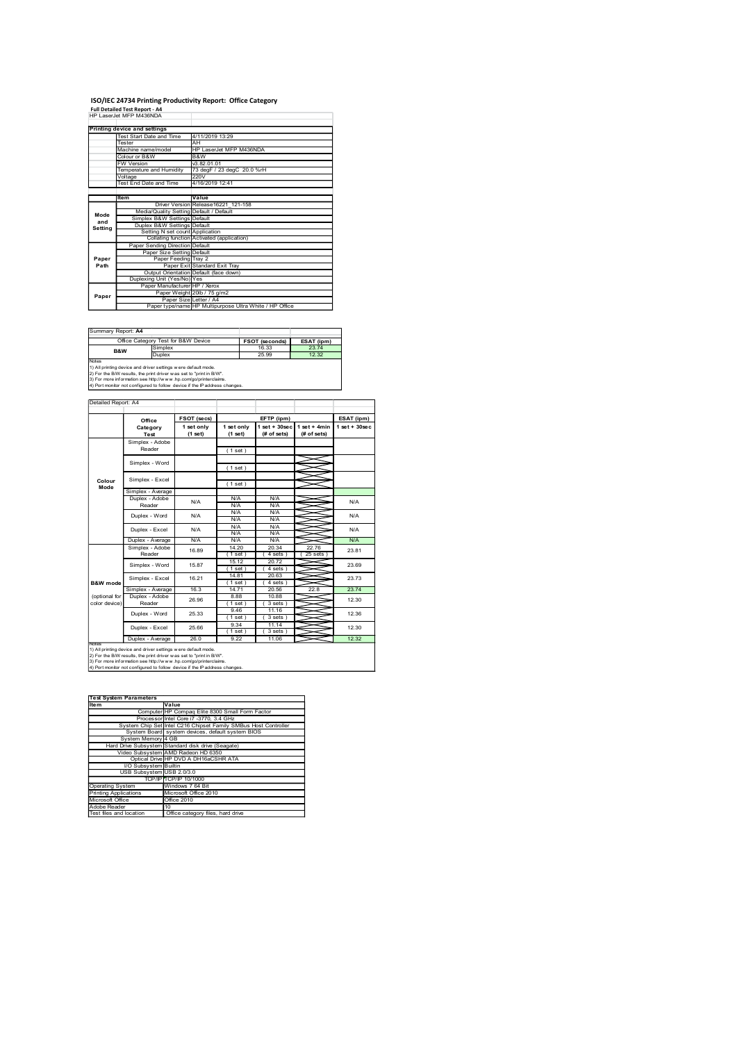# ISO/IEC 24734 Printing Productivity Report: Office Category

**Full Detailed Test Report - A4**

HP LaserJet MFP M436NDA

| Printing device and settings | |
|---|---|
| Test Start Date and Time | 4/11/2019 13:29 |
| Tester | AH |
| Machine name/model | HP LaserJet MFP M436NDA |
| Colour or B&W | B&W |
| FW Version | v3.82.01.01 |
| Temperature and Humidity | 73 degF / 23 degC 20.0 %rH |
| Voltage | 220V |
| Test End Date and Time | 4/16/2019 12:41 |

| | Item | Value |
|---|---|---|
| Mode and Setting | Driver Version | Release16221_121-158 |
| | Media/Quality Setting | Default / Default |
| | Simplex B&W Settings | Default |
| | Duplex B&W Settings | Default |
| | Setting N set count | Application |
| | Collating function | Activated (application) |
| Paper Path | Paper Sending Direction | Default |
| | Paper Size Setting | Default |
| | Paper Feeding | Tray 2 |
| | Paper Exit | Standard Exit Tray |
| | Output Orientation | Default (face down) |
| | Duplexing Unit (Yes/No) | Yes |
| Paper | Paper Manufacturer | HP / Xerox |
| | Paper Weight | 20lb / 75 g/m2 |
| | Paper Size | Letter / A4 |
| | Paper type/name | HP Multipurpose Ultra White / HP Office |

Summary Report: **A4**

| Office Category Test for B&W Device | | FSOT (seconds) | ESAT (ipm) |
|---|---|---|---|
| B&W | Simplex | 16.33 | 23.74 |
| | Duplex | 25.99 | 12.32 |

Notes
1) All printing device and driver settings were default mode.
2) For the B/W results, the print driver was set to "print in B/W".
3) For more information see http://www.hp.com/go/printerclaims.
4) Port monitor not configured to follow device if the IP address changes.

Detailed Report: A4

| | Office Category Test | FSOT (secs) 1 set only (1 set) | EFTP (ipm) 1 set only (1 set) | EFTP (ipm) 1 set + 30sec (# of sets) | EFTP (ipm) 1 set + 4min (# of sets) | ESAT (ipm) 1 set + 30sec |
|---|---|---|---|---|---|---|
| Colour Mode | Simplex - Adobe Reader | | ( 1 set ) | | | |
| | Simplex - Word | | ( 1 set ) | | | |
| | Simplex - Excel | | ( 1 set ) | | | |
| | Simplex - Average | | | | | |
| | Duplex - Adobe Reader | N/A | N/A N/A | N/A N/A | | N/A |
| | Duplex - Word | N/A | N/A N/A | N/A N/A | | N/A |
| | Duplex - Excel | N/A | N/A N/A | N/A N/A | | N/A |
| | Duplex - Average | N/A | N/A | N/A | | N/A |
| B&W mode (optional for color device) | Simplex - Adobe Reader | 16.89 | 14.20 ( 1 set ) | 20.34 ( 4 sets ) | 22.76 ( 25 sets ) | 23.81 |
| | Simplex - Word | 15.87 | 15.12 ( 1 set ) | 20.72 ( 4 sets ) | | 23.69 |
| | Simplex - Excel | 16.21 | 14.81 ( 1 set ) | 20.63 ( 4 sets ) | | 23.73 |
| | Simplex - Average | 16.3 | 14.71 | 20.56 | 22.8 | 23.74 |
| | Duplex - Adobe Reader | 26.96 | 8.88 ( 1 set ) | 10.88 ( 3 sets ) | | 12.30 |
| | Duplex - Word | 25.33 | 9.46 ( 1 set ) | 11.16 ( 3 sets ) | | 12.36 |
| | Duplex - Excel | 25.66 | 9.34 ( 1 set ) | 11.14 ( 3 sets ) | | 12.30 |
| | Duplex - Average | 26.0 | 9.22 | 11.06 | | 12.32 |

Notes
1) All printing device and driver settings were default mode.
2) For the B/W results, the print driver was set to "print in B/W".
3) For more information see http://www.hp.com/go/printerclaims.
4) Port monitor not configured to follow device if the IP address changes.

| Test System Parameters | |
|---|---|
| Item | Value |
| Computer | HP Compaq Elite 8300 Small Form Factor |
| Processor | Intel Core i7 -3770, 3.4 GHz |
| System Chip Set | Intel C216 Chipset Family SMBus Host Controller |
| System Board | system devices, default system BIOS |
| System Memory | 4 GB |
| Hard Drive Subsystem | Standard disk drive (Seagate) |
| Video Subsystem | AMD Radeon HD 6350 |
| Optical Drive | HP DVD A DH16aCSHR ATA |
| I/O Subsystem | Builtin |
| USB Subsystem | USB 2.0/3.0 |
| TCP/IP | TCP/IP 10/1000 |
| Operating System | Windows 7 64 Bit |
| Printing Applications | Microsoft Office 2010 |
| Microsoft Office | Office 2010 |
| Adobe Reader | 10 |
| Test files and location | Office category files, hard drive |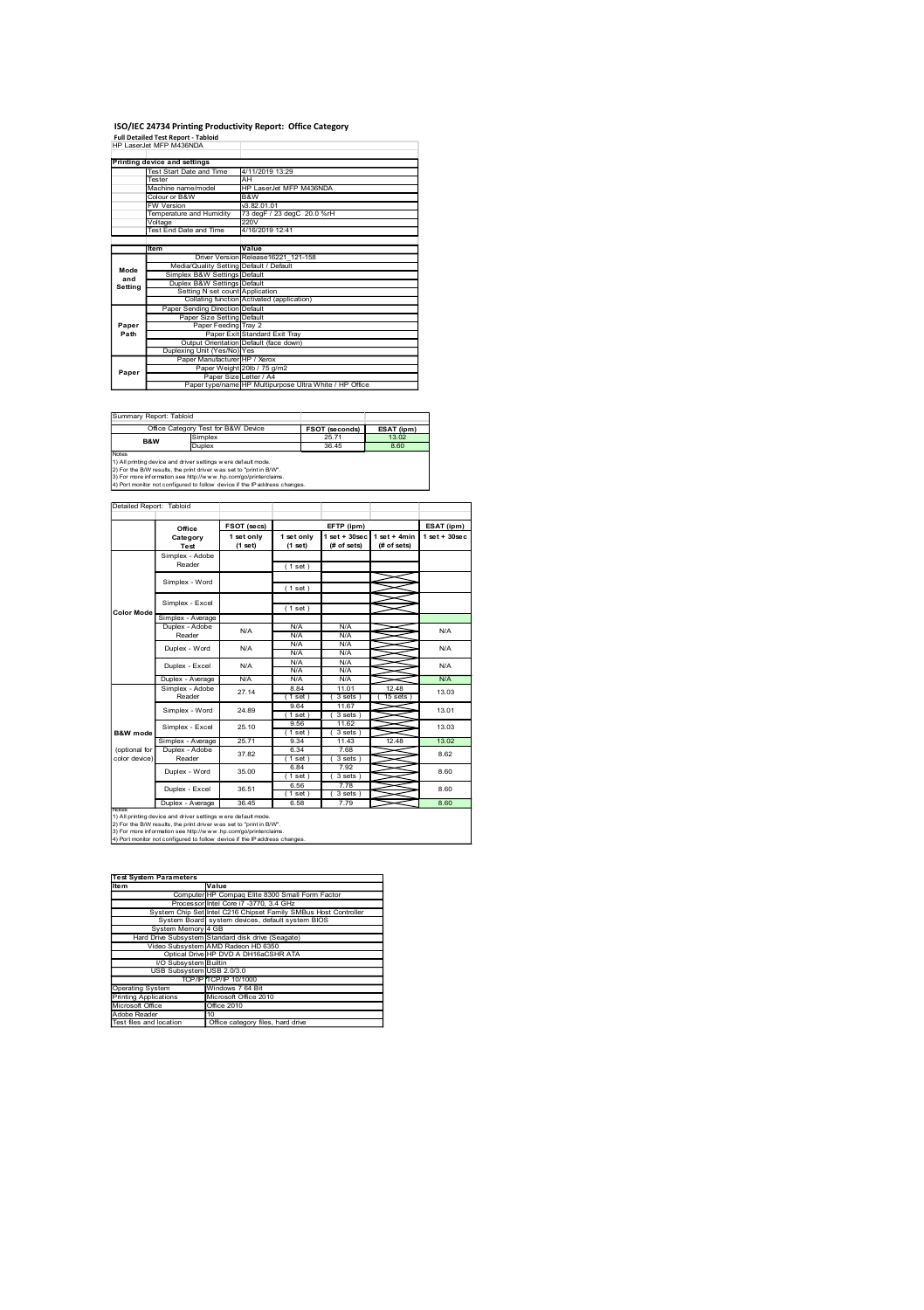# ISO/IEC 24734 Printing Productivity Report: Office Category

**Full Detailed Test Report - Tabloid**

HP LaserJet MFP M436NDA

| Printing device and settings | |
|---|---|
| Test Start Date and Time | 4/11/2019 13:29 |
| Tester | AH |
| Machine name/model | HP LaserJet MFP M436NDA |
| Colour or B&W | B&W |
| FW Version | v3.82.01.01 |
| Temperature and Humidity | 73 degF / 23 degC 20.0 %rH |
| Voltage | 220V |
| Test End Date and Time | 4/16/2019 12:41 |

| | Item | Value |
|---|---|---|
| Mode and Setting | Driver Version | Release16221_121-158 |
| | Media/Quality Setting | Default / Default |
| | Simplex B&W Settings | Default |
| | Duplex B&W Settings | Default |
| | Setting N set count | Application |
| | Collating function | Activated (application) |
| Paper Path | Paper Sending Direction | Default |
| | Paper Size Setting | Default |
| | Paper Feeding | Tray 2 |
| | Paper Exit | Standard Exit Tray |
| | Output Orientation | Default (face down) |
| | Duplexing Unit (Yes/No) | Yes |
| Paper | Paper Manufacturer | HP / Xerox |
| | Paper Weight | 20lb / 75 g/m2 |
| | Paper Size | Letter / A4 |
| | Paper type/name | HP Multipurpose Ultra White / HP Office |

Summary Report: Tabloid

| Office Category Test for B&W Device | | FSOT (seconds) | ESAT (ipm) |
|---|---|---|---|
| B&W | Simplex | 25.71 | 13.02 |
| | Duplex | 36.45 | 8.60 |

Notes
1) All printing device and driver settings were default mode.
2) For the B/W results, the print driver was set to "print in B/W".
3) For more information see http://www.hp.com/go/printerclaims.
4) Port monitor not configured to follow device if the IP address changes.

Detailed Report: Tabloid

| | Office Category Test | FSOT (secs) 1 set only (1 set) | EFTP (ipm) 1 set only (1 set) | EFTP (ipm) 1 set + 30sec (# of sets) | EFTP (ipm) 1 set + 4min (# of sets) | ESAT (ipm) 1 set + 30sec |
|---|---|---|---|---|---|---|
| Color Mode | Simplex - Adobe Reader | | ( 1 set ) | | | |
| | Simplex - Word | | ( 1 set ) | | | |
| | Simplex - Excel | | ( 1 set ) | | | |
| | Simplex - Average | | | | | |
| | Duplex - Adobe Reader | N/A | N/A N/A | N/A N/A | | N/A |
| | Duplex - Word | N/A | N/A N/A | N/A N/A | | N/A |
| | Duplex - Excel | N/A | N/A N/A | N/A N/A | | N/A |
| | Duplex - Average | N/A | N/A | N/A | | N/A |
| B&W mode (optional for color device) | Simplex - Adobe Reader | 27.14 | 8.84 ( 1 set ) | 11.01 ( 3 sets ) | 12.48 ( 15 sets ) | 13.03 |
| | Simplex - Word | 24.89 | 9.64 ( 1 set ) | 11.67 ( 3 sets ) | | 13.01 |
| | Simplex - Excel | 25.10 | 9.56 ( 1 set ) | 11.62 ( 3 sets ) | | 13.03 |
| | Simplex - Average | 25.71 | 9.34 | 11.43 | 12.48 | 13.02 |
| | Duplex - Adobe Reader | 37.82 | 6.34 ( 1 set ) | 7.68 ( 3 sets ) | | 8.62 |
| | Duplex - Word | 35.00 | 6.84 ( 1 set ) | 7.92 ( 3 sets ) | | 8.60 |
| | Duplex - Excel | 36.51 | 6.56 ( 1 set ) | 7.78 ( 3 sets ) | | 8.60 |
| | Duplex - Average | 36.45 | 6.58 | 7.79 | | 8.60 |

Notes
1) All printing device and driver settings were default mode.
2) For the B/W results, the print driver was set to "print in B/W".
3) For more information see http://www.hp.com/go/printerclaims.
4) Port monitor not configured to follow device if the IP address changes.

| Test System Parameters | |
|---|---|
| Item | Value |
| Computer | HP Compaq Elite 8300 Small Form Factor |
| Processor | Intel Core i7 -3770, 3.4 GHz |
| System Chip Set | Intel C216 Chipset Family SMBus Host Controller |
| System Board | system devices, default system BIOS |
| System Memory | 4 GB |
| Hard Drive Subsystem | Standard disk drive (Seagate) |
| Video Subsystem | AMD Radeon HD 6350 |
| Optical Drive | HP DVD A DH16aCSHR ATA |
| I/O Subsystem | Builtin |
| USB Subsystem | USB 2.0/3.0 |
| TCP/IP | TCP/IP 10/1000 |
| Operating System | Windows 7 64 Bit |
| Printing Applications | Microsoft Office 2010 |
| Microsoft Office | Office 2010 |
| Adobe Reader | 10 |
| Test files and location | Office category files, hard drive |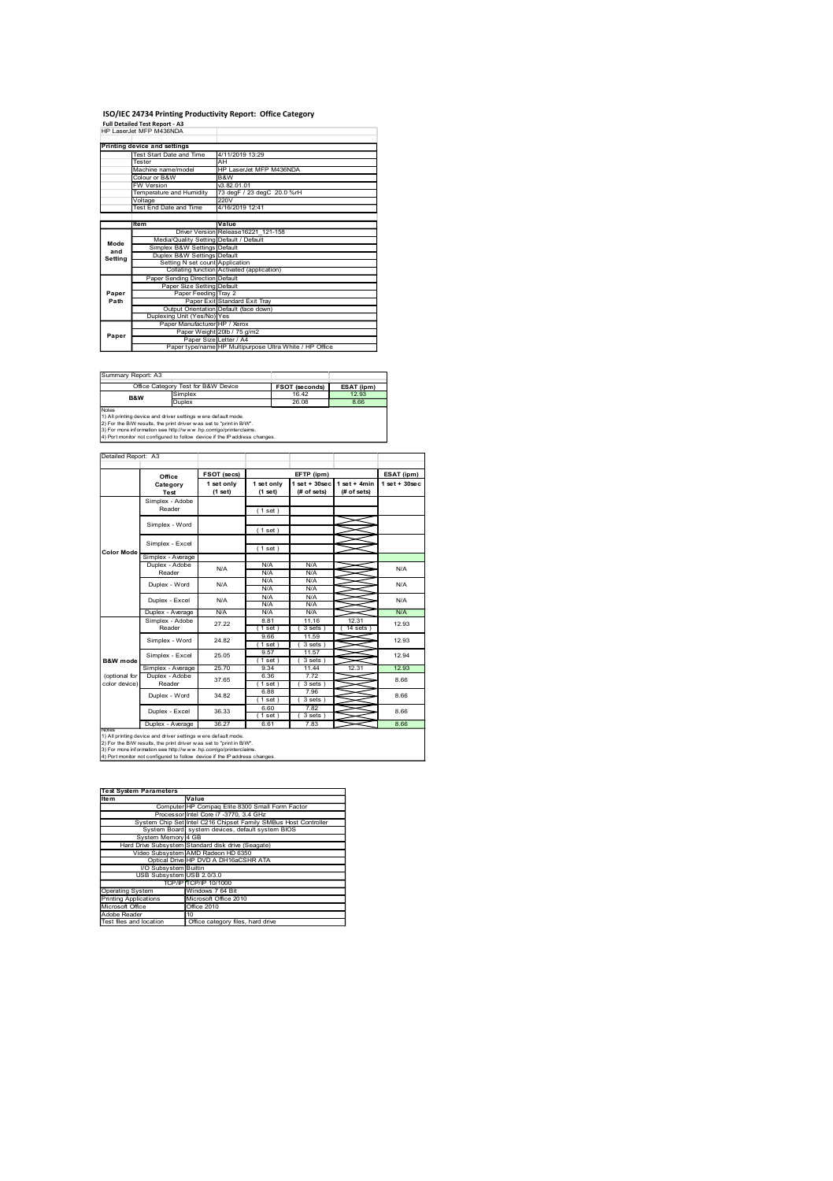# ISO/IEC 24734 Printing Productivity Report: Office Category

**Full Detailed Test Report - A3**

HP LaserJet MFP M436NDA

| Printing device and settings | |
|---|---|
| Test Start Date and Time | 4/11/2019 13:29 |
| Tester | AH |
| Machine name/model | HP LaserJet MFP M436NDA |
| Colour or B&W | B&W |
| FW Version | v3.82.01.01 |
| Temperature and Humidity | 73 degF / 23 degC 20.0 %rH |
| Voltage | 220V |
| Test End Date and Time | 4/16/2019 12:41 |

| | Item | Value |
|---|---|---|
| Mode and Setting | Driver Version | Release16221_121-158 |
| | Media/Quality Setting | Default / Default |
| | Simplex B&W Settings | Default |
| | Duplex B&W Settings | Default |
| | Setting N set count | Application |
| | Collating function | Activated (application) |
| Paper Path | Paper Sending Direction | Default |
| | Paper Size Setting | Default |
| | Paper Feeding | Tray 2 |
| | Paper Exit | Standard Exit Tray |
| | Output Orientation | Default (face down) |
| | Duplexing Unit (Yes/No) | Yes |
| Paper | Paper Manufacturer | HP / Xerox |
| | Paper Weight | 20lb / 75 g/m2 |
| | Paper Size | Letter / A4 |
| | Paper type/name | HP Multipurpose Ultra White / HP Office |

Summary Report: A3

| Office Category Test for B&W Device | | FSOT (seconds) | ESAT (ipm) |
|---|---|---|---|
| B&W | Simplex | 16.42 | 12.93 |
| | Duplex | 26.08 | 8.66 |

Notes
1) All printing device and driver settings were default mode.
2) For the B/W results, the print driver was set to "print in B/W".
3) For more information see http://www.hp.com/go/printerclaims.
4) Port monitor not configured to follow device if the IP address changes.

Detailed Report: A3

| | Office Category Test | FSOT (secs) 1 set only (1 set) | EFTP (ipm) 1 set only (1 set) | EFTP (ipm) 1 set + 30sec (# of sets) | EFTP (ipm) 1 set + 4min (# of sets) | ESAT (ipm) 1 set + 30sec |
|---|---|---|---|---|---|---|
| Color Mode | Simplex - Adobe Reader | | (1 set) | | | |
| | Simplex - Word | | (1 set) | | | |
| | Simplex - Excel | | (1 set) | | | |
| | Simplex - Average | | | | | |
| | Duplex - Adobe Reader | N/A | N/A / N/A | N/A / N/A | | N/A |
| | Duplex - Word | N/A | N/A / N/A | N/A / N/A | | N/A |
| | Duplex - Excel | N/A | N/A / N/A | N/A / N/A | | N/A |
| | Duplex - Average | N/A | N/A | N/A | | N/A |
| B&W mode (optional for color device) | Simplex - Adobe Reader | 27.22 | 8.81 (1 set) | 11.16 (3 sets) | 12.31 (14 sets) | 12.93 |
| | Simplex - Word | 24.82 | 9.66 (1 set) | 11.59 (3 sets) | | 12.93 |
| | Simplex - Excel | 25.05 | 9.57 (1 set) | 11.57 (3 sets) | | 12.94 |
| | Simplex - Average | 25.70 | 9.34 | 11.44 | 12.31 | 12.93 |
| | Duplex - Adobe Reader | 37.65 | 6.36 (1 set) | 7.72 (3 sets) | | 8.66 |
| | Duplex - Word | 34.82 | 6.88 (1 set) | 7.96 (3 sets) | | 8.66 |
| | Duplex - Excel | 36.33 | 6.60 (1 set) | 7.82 (3 sets) | | 8.66 |
| | Duplex - Average | 36.27 | 6.61 | 7.83 | | 8.66 |

Notes
1) All printing device and driver settings were default mode.
2) For the B/W results, the print driver was set to "print in B/W".
3) For more information see http://www.hp.com/go/printerclaims.
4) Port monitor not configured to follow device if the IP address changes.

| Test System Parameters | |
|---|---|
| Item | Value |
| Computer | HP Compaq Elite 8300 Small Form Factor |
| Processor | Intel Core i7 -3770, 3.4 GHz |
| System Chip Set | Intel C216 Chipset Family SMBus Host Controller |
| System Board | system devices, default system BIOS |
| System Memory | 4 GB |
| Hard Drive Subsystem | Standard disk drive (Seagate) |
| Video Subsystem | AMD Radeon HD 6350 |
| Optical Drive | HP DVD A DH16aCSHR ATA |
| I/O Subsystem | Builtin |
| USB Subsystem | USB 2.0/3.0 |
| TCP/IP | TCP/IP 10/1000 |
| Operating System | Windows 7 64 Bit |
| Printing Applications | Microsoft Office 2010 |
| Microsoft Office | Office 2010 |
| Adobe Reader | 10 |
| Test files and location | Office category files, hard drive |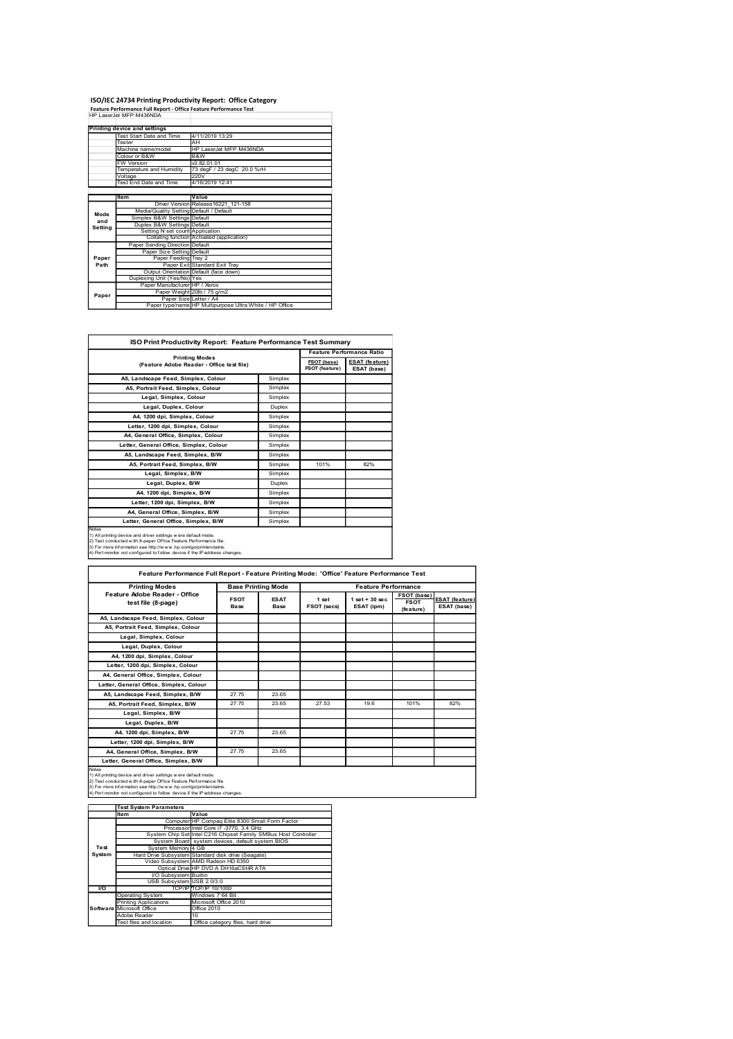# ISO/IEC 24734 Printing Productivity Report: Office Category

**Feature Performance Full Report - Office Feature Performance Test**

HP LaserJet MFP M436NDA

| | Printing device and settings | |
|---|---|---|
| | Test Start Date and Time | 4/11/2019 13:29 |
| | Tester | AH |
| | Machine name/model | HP LaserJet MFP M436NDA |
| | Colour or B&W | B&W |
| | FW Version | v3.82.01.01 |
| | Temperature and Humidity | 73 degF / 23 degC 20.0 %rH |
| | Voltage | 220V |
| | Test End Date and Time | 4/16/2019 12:41 |
| | **Item** | **Value** |
| Mode and Setting | Driver Version | Release16221_121-158 |
| | Media/Quality Setting | Default / Default |
| | Simplex B&W Settings | Default |
| | Duplex B&W Settings | Default |
| | Setting N set count | Application |
| | Collating function | Activated (application) |
| Paper Path | Paper Sending Direction | Default |
| | Paper Size Setting | Default |
| | Paper Feeding | Tray 2 |
| | Paper Exit | Standard Exit Tray |
| | Output Orientation | Default (face down) |
| | Duplexing Unit (Yes/No) | Yes |
| Paper | Paper Manufacturer | HP / Xerox |
| | Paper Weight | 20lb / 75 g/m2 |
| | Paper Size | Letter / A4 |
| | Paper type/name | HP Multipurpose Ultra White / HP Office |

## ISO Print Productivity Report: Feature Performance Test Summary

| Printing Modes (Feature Adobe Reader - Office test file) | | Feature Performance Ratio FSOT (base) / FSOT (feature) | Feature Performance Ratio ESAT (feature) / ESAT (base) |
|---|---|---|---|
| A5, Landscape Feed, Simplex, Colour | Simplex | | |
| A5, Portrait Feed, Simplex, Colour | Simplex | | |
| Legal, Simplex, Colour | Simplex | | |
| Legal, Duplex, Colour | Duplex | | |
| A4, 1200 dpi, Simplex, Colour | Simplex | | |
| Letter, 1200 dpi, Simplex, Colour | Simplex | | |
| A4, General Office, Simplex, Colour | Simplex | | |
| Letter, General Office, Simplex, Colour | Simplex | | |
| A5, Landscape Feed, Simplex, B/W | Simplex | | |
| A5, Portrait Feed, Simplex, B/W | Simplex | 101% | 82% |
| Legal, Simplex, B/W | Simplex | | |
| Legal, Duplex, B/W | Duplex | | |
| A4, 1200 dpi, Simplex, B/W | Simplex | | |
| Letter, 1200 dpi, Simplex, B/W | Simplex | | |
| A4, General Office, Simplex, B/W | Simplex | | |
| Letter, General Office, Simplex, B/W | Simplex | | |

Notes
1) All printing device and driver settings were default mode.
2) Test conducted with 8-paper Office Feature Performance file.
3) For more information see http://www.hp.com/go/printerclaims.
4) Port monitor not configured to follow device if the IP address changes.

## Feature Performance Full Report - Feature Printing Mode: 'Office' Feature Performance Test

| Printing Modes Feature Adobe Reader - Office test file (8-page) | Base Printing Mode FSOT Base | Base Printing Mode ESAT Base | Feature Performance 1 set FSOT (secs) | Feature Performance 1 set + 30 sec ESAT (ipm) | FSOT (base) / FSOT (feature) | ESAT (feature) / ESAT (base) |
|---|---|---|---|---|---|---|
| A5, Landscape Feed, Simplex, Colour | | | | | | |
| A5, Portrait Feed, Simplex, Colour | | | | | | |
| Legal, Simplex, Colour | | | | | | |
| Legal, Duplex, Colour | | | | | | |
| A4, 1200 dpi, Simplex, Colour | | | | | | |
| Letter, 1200 dpi, Simplex, Colour | | | | | | |
| A4, General Office, Simplex, Colour | | | | | | |
| Letter, General Office, Simplex, Colour | | | | | | |
| A5, Landscape Feed, Simplex, B/W | 27.75 | 23.65 | | | | |
| A5, Portrait Feed, Simplex, B/W | 27.75 | 23.65 | 27.53 | 19.6 | 101% | 82% |
| Legal, Simplex, B/W | | | | | | |
| Legal, Duplex, B/W | | | | | | |
| A4, 1200 dpi, Simplex, B/W | 27.75 | 23.65 | | | | |
| Letter, 1200 dpi, Simplex, B/W | | | | | | |
| A4, General Office, Simplex, B/W | 27.75 | 23.65 | | | | |
| Letter, General Office, Simplex, B/W | | | | | | |

Notes
1) All printing device and driver settings were default mode.
2) Test conducted with 8-paper Office Feature Performance file
3) For more information see http://www.hp.com/go/printerclaims.
4) Port monitor not configured to follow device if the IP address changes.

| | Test System Parameters | |
|---|---|---|
| | **Item** | **Value** |
| Test System | Computer | HP Compaq Elite 8300 Small Form Factor |
| | Processor | Intel Core i7 -3770, 3.4 GHz |
| | System Chip Set | Intel C216 Chipset Family SMBus Host Controller |
| | System Board | system devices, default system BIOS |
| | System Memory | 4 GB |
| | Hard Drive Subsystem | Standard disk drive (Seagate) |
| | Video Subsystem | AMD Radeon HD 6350 |
| | Optical Drive | HP DVD A DH16aCSHR ATA |
| | I/O Subsystem | Builtin |
| | USB Subsystem | USB 2.0/3.0 |
| I/O | TCP/IP | TCP/IP 10/1000 |
| Software | Operating System | Windows 7 64 Bit |
| | Printing Applications | Microsoft Office 2010 |
| | Microsoft Office | Office 2010 |
| | Adobe Reader | 10 |
| | Test files and location | Office category files, hard drive |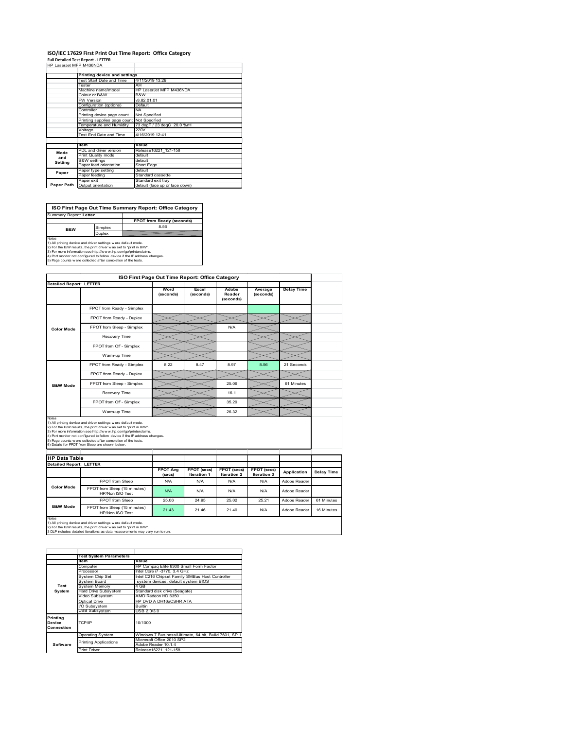# ISO/IEC 17629 First Print Out Time Report: Office Category

**Full Detailed Test Report - LETTER**

HP LaserJet MFP M436NDA

| | Printing device and settings | |
|---|---|---|
| | Test Start Date and Time | 4/11/2019 13:29 |
| | Tester | AH |
| | Machine name/model | HP LaserJet MFP M436NDA |
| | Colour or B&W | B&W |
| | FW Version | v3.82.01.01 |
| | Configuration (options) | Default |
| | Controller | NA |
| | Printing device page count | Not Specified |
| | Printing supplies page count | Not Specified |
| | Temperature and Humidity | 73 degF / 23 degC 20.0 %rH |
| | Voltage | 220V |
| | Test End Date and Time | 4/18/2019 12:41 |
| | **Item** | **Value** |
| Mode and Setting | PDL and driver version | Release16221_121-158 |
| | Print Quality mode | default |
| | B&W settings | default |
| | Paper feed orientation | Short Edge |
| Paper | Paper type setting | default |
| | Paper feeding | Standard cassette |
| Paper Path | Paper exit | Standard exit tray |
| | Output orientation | default (face up or face down) |

**ISO First Page Out Time Summary Report: Office Category**

| Summary Report: **Letter** | | |
|---|---|---|
| | | **FPOT from Ready (seconds)** |
| B&W | Simplex | 8.56 |
| | Duplex | |

Notes
1) All printing device and driver settings were default mode.
2) For the B/W results, the print driver was set to "print in B/W".
3) For more information see http://www.hp.com/go/printerclaims.
4) Port monitor not configured to follow device if the IP address changes.
5) Page counts were collected after completion of the tests.

**ISO First Page Out Time Report: Office Category**

| Detailed Report: LETTER | | Word (seconds) | Excel (seconds) | Adobe Reader (seconds) | Average (seconds) | Delay Time |
|---|---|---|---|---|---|---|
| Color Mode | FPOT from Ready - Simplex | | | | | |
| | FPOT from Ready - Duplex | | | | | |
| | FPOT from Sleep - Simplex | | | N/A | | |
| | Recovery Time | | | | | |
| | FPOT from Off - Simplex | | | | | |
| | Warm-up Time | | | | | |
| B&W Mode | FPOT from Ready - Simplex | 8.22 | 8.47 | 8.97 | 8.56 | 21 Seconds |
| | FPOT from Ready - Duplex | | | | | |
| | FPOT from Sleep - Simplex | | | 25.06 | | 61 Minutes |
| | Recovery Time | | | 16.1 | | |
| | FPOT from Off - Simplex | | | 35.29 | | |
| | Warm-up Time | | | 26.32 | | |

Notes
1) All printing device and driver settings were default mode.
2) For the B/W results, the print driver was set to "print in B/W".
3) For more information see http://www.hp.com/go/printerclaims.
4) Port monitor not configured to follow device if the IP address changes.
5) Page counts were collected after completion of the tests.
6) Details for FPOT from Sleep are shown below.

**HP Data Table**

| Detailed Report: LETTER | | FPOT Avg (secs) | FPOT (secs) Iteration 1 | FPOT (secs) Iteration 2 | FPOT (secs) Iteration 3 | Application | Delay Time |
|---|---|---|---|---|---|---|---|
| Color Mode | FPOT from Sleep | N/A | N/A | N/A | N/A | Adobe Reader | |
| | FPOT from Sleep (15 minutes) HP/Non ISO Test | N/A | N/A | N/A | N/A | Adobe Reader | |
| B&W Mode | FPOT from Sleep | 25.06 | 24.95 | 25.02 | 25.21 | Adobe Reader | 61 Minutes |
| | FPOT from Sleep (15 minutes) HP/Non ISO Test | 21.43 | 21.46 | 21.40 | N/A | Adobe Reader | 16 Minutes |

Notes
1) All printing device and driver settings were default mode.
2) For the B/W results, the print driver was set to "print in B/W".
3 DLP includes detailed iterations as data measurements may vary run to run.

| | Test System Parameters | |
|---|---|---|
| | **Item** | **Value** |
| Test System | Computer | HP Compaq Elite 8300 Small Form Factor |
| | Processor | Intel Core i7 -3770, 3.4 GHz |
| | System Chip Set | Intel C216 Chipset Family SMBus Host Controller |
| | System Board | system devices, default system BIOS |
| | System Memory | 4 GB |
| | Hard Drive Subsystem | Standard disk drive (Seagate) |
| | Video Subsystem | AMD Radeon HD 6350 |
| | Optical Drive | HP DVD A DH16aCSHR ATA |
| | I/O Subsystem | Builtin |
| | USB Subsystem | USB 2.0/3.0 |
| Printing Device Connection | TCP/IP | 10/1000 |
| Software | Operating System | Windows 7 Business/Ultimate, 64 bit, Build 7601, SP 1 |
| | Printing Applications | Microsoft Office 2010 SP2<br>Adobe Reader 10.1.4 |
| | Print Driver | Release16221_121-158 |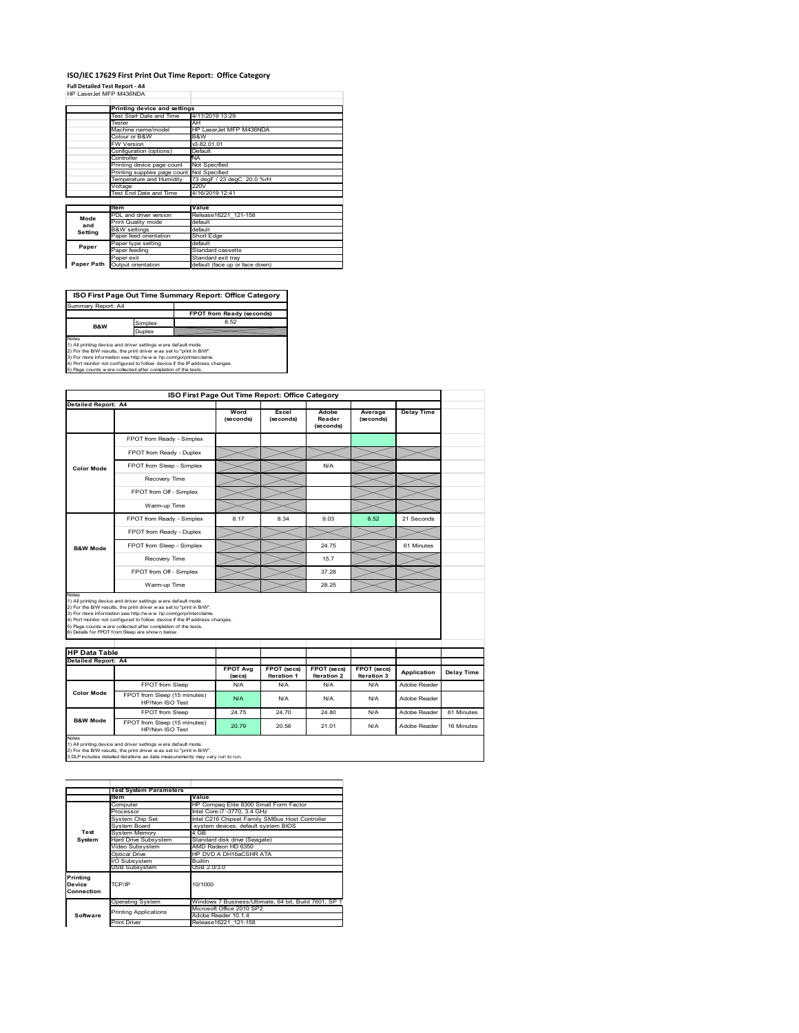# ISO/IEC 17629 First Print Out Time Report: Office Category

**Full Detailed Test Report - A4**

HP LaserJet MFP M436NDA

| | Printing device and settings | |
|---|---|---|
| | Test Start Date and Time | 4/11/2019 13:29 |
| | Tester | AH |
| | Machine name/model | HP LaserJet MFP M436NDA |
| | Colour or B&W | B&W |
| | FW Version | v3.82.01.01 |
| | Configuration (options) | Default |
| | Controller | NA |
| | Printing device page count | Not Specified |
| | Printing supplies page count | Not Specified |
| | Temperature and Humidity | 73 degF / 23 degC 20.0 %rH |
| | Voltage | 220V |
| | Test End Date and Time | 4/16/2019 12:41 |

| | Item | Value |
|---|---|---|
| Mode and Setting | PDL and driver version | Release16221_121-158 |
| | Print Quality mode | default |
| | B&W settings | default |
| | Paper feed orientation | Short Edge |
| Paper | Paper type setting | default |
| | Paper feeding | Standard cassette |
| Paper Path | Paper exit | Standard exit tray |
| | Output orientation | default (face up or face down) |

**ISO First Page Out Time Summary Report: Office Category**

Summary Report: A4

| | | FPOT from Ready (seconds) |
|---|---|---|
| B&W | Simplex | 8.52 |
| | Duplex | |

Notes
1) All printing device and driver settings were default mode.
2) For the B/W results, the print driver was set to "print in B/W".
3) For more information see http://www.hp.com/go/printerclaims.
4) Port monitor not configured to follow device if the IP address changes.
5) Page counts were collected after completion of the tests.

**ISO First Page Out Time Report: Office Category**

Detailed Report: A4

| | | Word (seconds) | Excel (seconds) | Adobe Reader (seconds) | Average (seconds) | Delay Time |
|---|---|---|---|---|---|---|
| Color Mode | FPOT from Ready - Simplex | | | | | |
| | FPOT from Ready - Duplex | | | | | |
| | FPOT from Sleep - Simplex | | | N/A | | |
| | Recovery Time | | | | | |
| | FPOT from Off - Simplex | | | | | |
| | Warm-up Time | | | | | |
| B&W Mode | FPOT from Ready - Simplex | 8.17 | 8.34 | 9.03 | 8.52 | 21 Seconds |
| | FPOT from Ready - Duplex | | | | | |
| | FPOT from Sleep - Simplex | | | 24.75 | | 61 Minutes |
| | Recovery Time | | | 15.7 | | |
| | FPOT from Off - Simplex | | | 37.28 | | |
| | Warm-up Time | | | 28.25 | | |

Notes
1) All printing device and driver settings were default mode.
2) For the B/W results, the print driver was set to "print in B/W".
3) For more information see http://www.hp.com/go/printerclaims.
4) Port monitor not configured to follow device if the IP address changes.
5) Page counts were collected after completion of the tests.
6) Details for FPOT from Sleep are shown below.

**HP Data Table**

Detailed Report: A4

| | | FPOT Avg (secs) | FPOT (secs) Iteration 1 | FPOT (secs) Iteration 2 | FPOT (secs) Iteration 3 | Application | Delay Time |
|---|---|---|---|---|---|---|---|
| Color Mode | FPOT from Sleep | N/A | N/A | N/A | N/A | Adobe Reader | |
| | FPOT from Sleep (15 minutes) HP/Non ISO Test | N/A | N/A | N/A | N/A | Adobe Reader | |
| B&W Mode | FPOT from Sleep | 24.75 | 24.70 | 24.80 | N/A | Adobe Reader | 61 Minutes |
| | FPOT from Sleep (15 minutes) HP/Non ISO Test | 20.79 | 20.56 | 21.01 | N/A | Adobe Reader | 16 Minutes |

Notes
1) All printing device and driver settings were default mode.
2) For the B/W results, the print driver was set to "print in B/W".
3 DLP includes detailed iterations as data measurements may vary run to run.

| | Test System Parameters | |
|---|---|---|
| | Item | Value |
| Test System | Computer | HP Compaq Elite 8300 Small Form Factor |
| | Processor | Intel Core i7 -3770, 3.4 GHz |
| | System Chip Set | Intel C216 Chipset Family SMBus Host Controller |
| | System Board | system devices, default system BIOS |
| | System Memory | 4 GB |
| | Hard Drive Subsystem | Standard disk drive (Seagate) |
| | Video Subsystem | AMD Radeon HD 6350 |
| | Optical Drive | HP DVD A DH16aCSHR ATA |
| | I/O Subsystem | Builtin |
| | USB Subsystem | USB 2.0/3.0 |
| Printing Device Connection | TCP/IP | 10/1000 |
| Software | Operating System | Windows 7 Business/Ultimate, 64 bit, Build 7601, SP 1 |
| | Printing Applications | Microsoft Office 2010 SP2<br>Adobe Reader 10.1.4 |
| | Print Driver | Release16221_121-158 |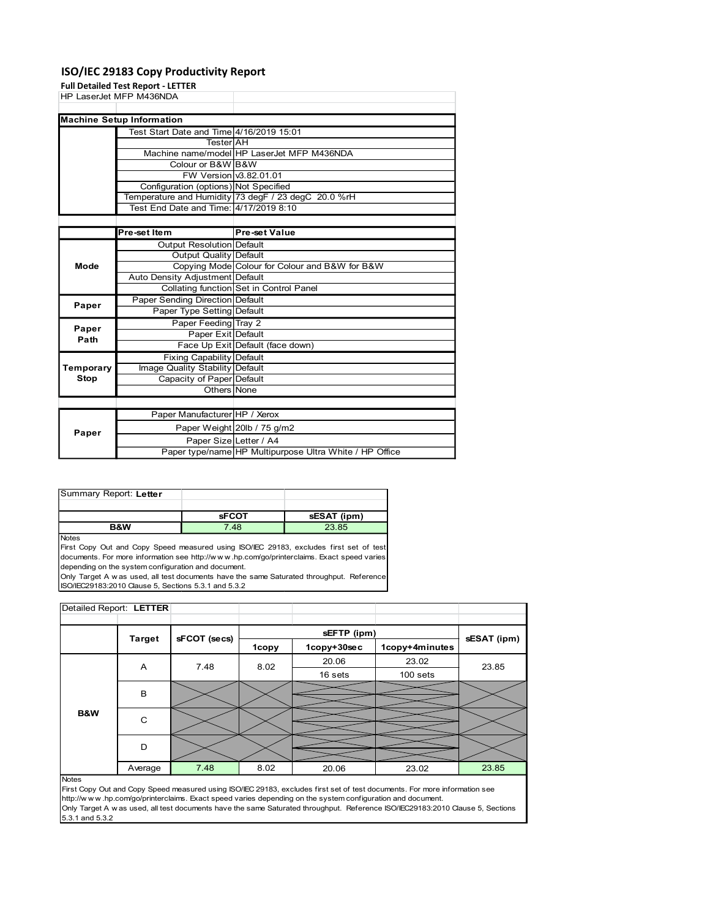# ISO/IEC 29183 Copy Productivity Report

**Full Detailed Test Report - LETTER**

HP LaserJet MFP M436NDA

| Machine Setup Information | | |
|---|---|---|
| | Test Start Date and Time | 4/16/2019 15:01 |
| | Tester | AH |
| | Machine name/model | HP LaserJet MFP M436NDA |
| | Colour or B&W | B&W |
| | FW Version | v3.82.01.01 |
| | Configuration (options) | Not Specified |
| | Temperature and Humidity | 73 degF / 23 degC 20.0 %rH |
| | Test End Date and Time: | 4/17/2019 8:10 |

| | Pre-set Item | Pre-set Value |
|---|---|---|
| Mode | Output Resolution | Default |
| | Output Quality | Default |
| | Copying Mode | Colour for Colour and B&W for B&W |
| | Auto Density Adjustment | Default |
| | Collating function | Set in Control Panel |
| Paper | Paper Sending Direction | Default |
| | Paper Type Setting | Default |
| Paper Path | Paper Feeding | Tray 2 |
| | Paper Exit | Default |
| | Face Up Exit | Default (face down) |
| Temporary Stop | Fixing Capability | Default |
| | Image Quality Stability | Default |
| | Capacity of Paper | Default |
| | Others | None |

| | | |
|---|---|---|
| Paper | Paper Manufacturer | HP / Xerox |
| | Paper Weight | 20lb / 75 g/m2 |
| | Paper Size | Letter / A4 |
| | Paper type/name | HP Multipurpose Ultra White / HP Office |

Summary Report: **Letter**

| | sFCOT | sESAT (ipm) |
|---|---|---|
| B&W | 7.48 | 23.85 |

Notes

First Copy Out and Copy Speed measured using ISO/IEC 29183, excludes first set of test documents. For more information see http://w w w .hp.com/go/printerclaims. Exact speed varies depending on the system configuration and document.

Only Target A w as used, all test documents have the same Saturated throughput. Reference ISO/IEC29183:2010 Clause 5, Sections 5.3.1 and 5.3.2

Detailed Report: **LETTER**

| | Target | sFCOT (secs) | sEFTP (ipm) 1copy | sEFTP (ipm) 1copy+30sec | sEFTP (ipm) 1copy+4minutes | sESAT (ipm) |
|---|---|---|---|---|---|---|
| B&W | A | 7.48 | 8.02 | 20.06 | 23.02 | 23.85 |
| | | | | 16 sets | 100 sets | |
| | B | | | | | |
| | C | | | | | |
| | D | | | | | |
| | Average | 7.48 | 8.02 | 20.06 | 23.02 | 23.85 |

Notes

First Copy Out and Copy Speed measured using ISO/IEC 29183, excludes first set of test documents. For more information see http://w w w .hp.com/go/printerclaims. Exact speed varies depending on the system configuration and document.

Only Target A w as used, all test documents have the same Saturated throughput. Reference ISO/IEC29183:2010 Clause 5, Sections 5.3.1 and 5.3.2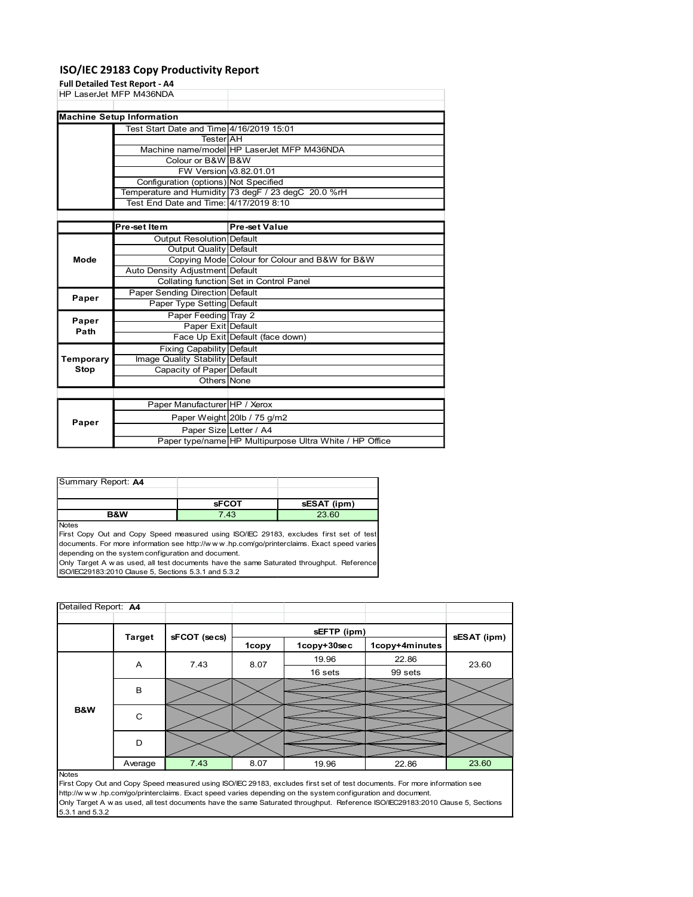## ISO/IEC 29183 Copy Productivity Report

**Full Detailed Test Report - A4**

HP LaserJet MFP M436NDA

| Machine Setup Information | | |
|---|---|---|
| | Test Start Date and Time | 4/16/2019 15:01 |
| | Tester | AH |
| | Machine name/model | HP LaserJet MFP M436NDA |
| | Colour or B&W | B&W |
| | FW Version | v3.82.01.01 |
| | Configuration (options) | Not Specified |
| | Temperature and Humidity | 73 degF / 23 degC 20.0 %rH |
| | Test End Date and Time: | 4/17/2019 8:10 |

| | Pre-set Item | Pre-set Value |
|---|---|---|
| Mode | Output Resolution | Default |
| | Output Quality | Default |
| | Copying Mode | Colour for Colour and B&W for B&W |
| | Auto Density Adjustment | Default |
| | Collating function | Set in Control Panel |
| Paper | Paper Sending Direction | Default |
| | Paper Type Setting | Default |
| Paper Path | Paper Feeding | Tray 2 |
| | Paper Exit | Default |
| | Face Up Exit | Default (face down) |
| Temporary Stop | Fixing Capability | Default |
| | Image Quality Stability | Default |
| | Capacity of Paper | Default |
| | Others | None |

| | | |
|---|---|---|
| Paper | Paper Manufacturer | HP / Xerox |
| | Paper Weight | 20lb / 75 g/m2 |
| | Paper Size | Letter / A4 |
| | Paper type/name | HP Multipurpose Ultra White / HP Office |

Summary Report: **A4**

| | sFCOT | sESAT (ipm) |
|---|---|---|
| B&W | 7.43 | 23.60 |

Notes
First Copy Out and Copy Speed measured using ISO/IEC 29183, excludes first set of test documents. For more information see http://www.hp.com/go/printerclaims. Exact speed varies depending on the system configuration and document.
Only Target A was used, all test documents have the same Saturated throughput. Reference ISO/IEC29183:2010 Clause 5, Sections 5.3.1 and 5.3.2

Detailed Report: **A4**

| | Target | sFCOT (secs) | sEFTP (ipm) | | | sESAT (ipm) |
|---|---|---|---|---|---|---|
| | | | 1copy | 1copy+30sec | 1copy+4minutes | |
| B&W | A | 7.43 | 8.07 | 19.96<br>16 sets | 22.86<br>99 sets | 23.60 |
| | B | | | | | |
| | C | | | | | |
| | D | | | | | |
| | Average | 7.43 | 8.07 | 19.96 | 22.86 | 23.60 |

Notes
First Copy Out and Copy Speed measured using ISO/IEC 29183, excludes first set of test documents. For more information see http://www.hp.com/go/printerclaims. Exact speed varies depending on the system configuration and document.
Only Target A was used, all test documents have the same Saturated throughput. Reference ISO/IEC29183:2010 Clause 5, Sections 5.3.1 and 5.3.2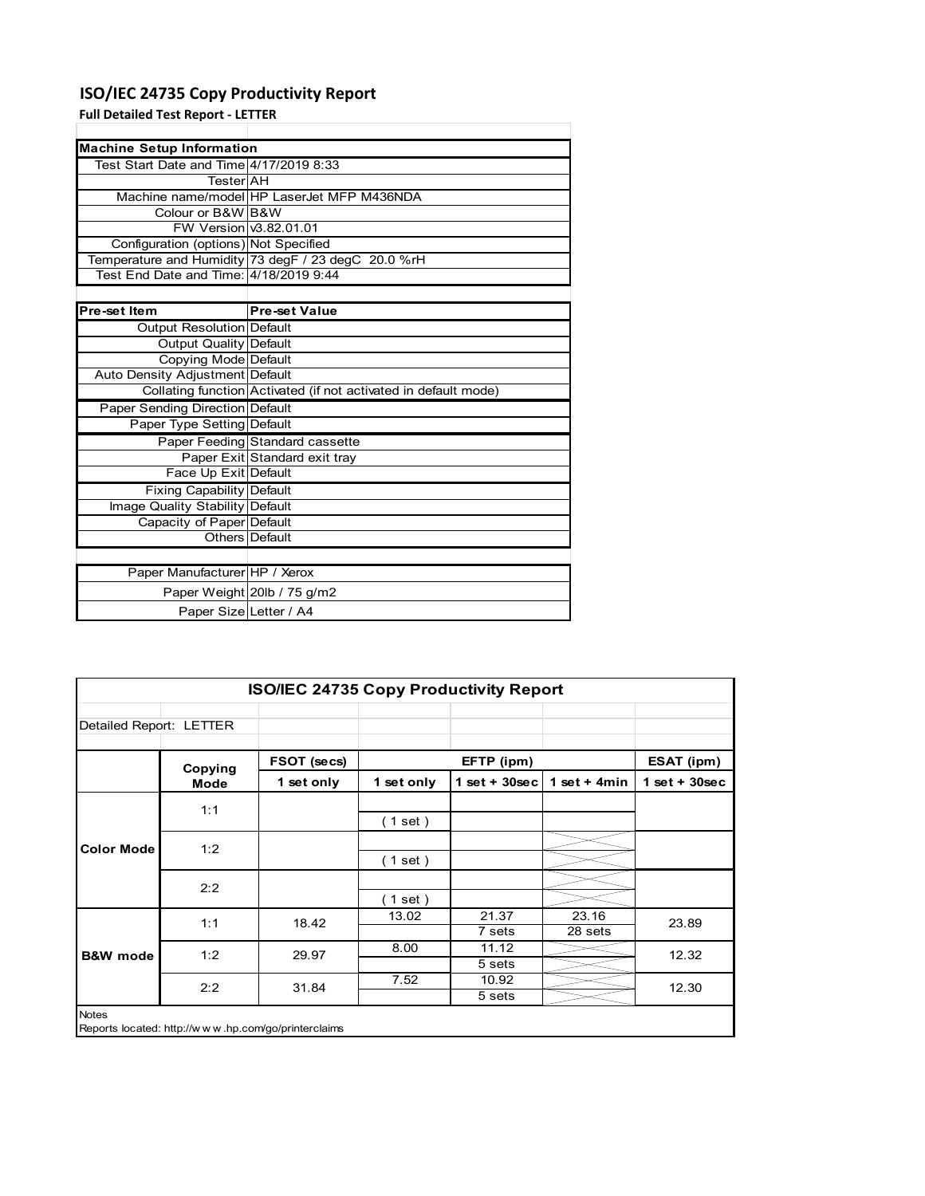# ISO/IEC 24735 Copy Productivity Report

**Full Detailed Test Report - LETTER**

| Machine Setup Information | |
|---|---|
| Test Start Date and Time | 4/17/2019 8:33 |
| Tester | AH |
| Machine name/model | HP LaserJet MFP M436NDA |
| Colour or B&W | B&W |
| FW Version | v3.82.01.01 |
| Configuration (options) | Not Specified |
| Temperature and Humidity | 73 degF / 23 degC 20.0 %rH |
| Test End Date and Time: | 4/18/2019 9:44 |

| Pre-set Item | Pre-set Value |
|---|---|
| Output Resolution | Default |
| Output Quality | Default |
| Copying Mode | Default |
| Auto Density Adjustment | Default |
| Collating function | Activated (if not activated in default mode) |
| Paper Sending Direction | Default |
| Paper Type Setting | Default |
| Paper Feeding | Standard cassette |
| Paper Exit | Standard exit tray |
| Face Up Exit | Default |
| Fixing Capability | Default |
| Image Quality Stability | Default |
| Capacity of Paper | Default |
| Others | Default |

| | |
|---|---|
| Paper Manufacturer | HP / Xerox |
| Paper Weight | 20lb / 75 g/m2 |
| Paper Size | Letter / A4 |

## ISO/IEC 24735 Copy Productivity Report

Detailed Report: LETTER

| | Copying Mode | FSOT (secs) | EFTP (ipm) | | | ESAT (ipm) |
|---|---|---|---|---|---|---|
| | | 1 set only | 1 set only | 1 set + 30sec | 1 set + 4min | 1 set + 30sec |
| Color Mode | 1:1 | | ( 1 set ) | | | |
| | 1:2 | | ( 1 set ) | | | |
| | 2:2 | | ( 1 set ) | | | |
| B&W mode | 1:1 | 18.42 | 13.02 | 21.37<br>7 sets | 23.16<br>28 sets | 23.89 |
| | 1:2 | 29.97 | 8.00 | 11.12<br>5 sets | | 12.32 |
| | 2:2 | 31.84 | 7.52 | 10.92<br>5 sets | | 12.30 |

Notes

Reports located: http://w w w .hp.com/go/printerclaims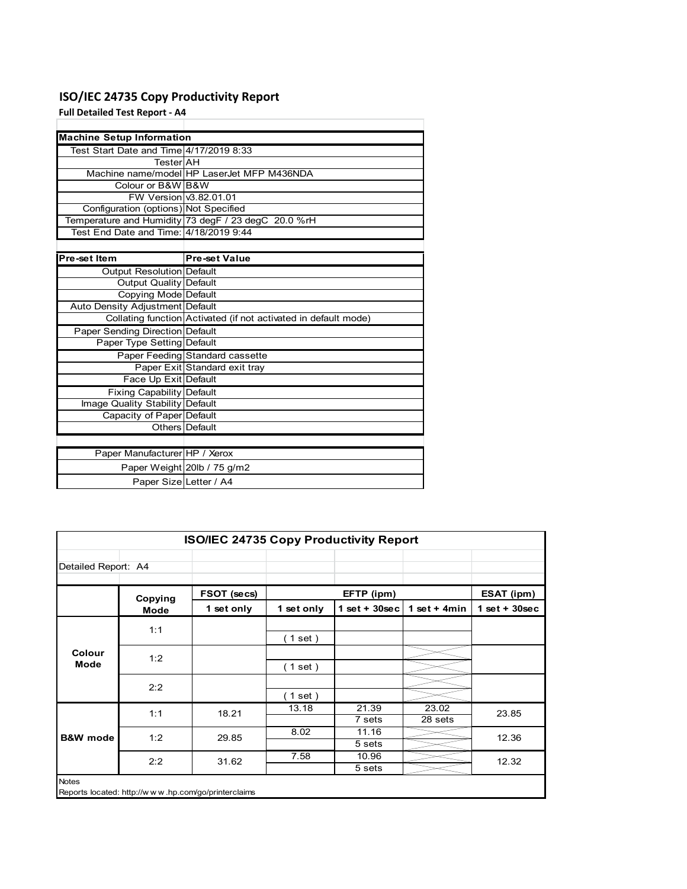# ISO/IEC 24735 Copy Productivity Report

**Full Detailed Test Report - A4**

| Machine Setup Information | |
|---|---|
| Test Start Date and Time | 4/17/2019 8:33 |
| Tester | AH |
| Machine name/model | HP LaserJet MFP M436NDA |
| Colour or B&W | B&W |
| FW Version | v3.82.01.01 |
| Configuration (options) | Not Specified |
| Temperature and Humidity | 73 degF / 23 degC 20.0 %rH |
| Test End Date and Time: | 4/18/2019 9:44 |

| Pre-set Item | Pre-set Value |
|---|---|
| Output Resolution | Default |
| Output Quality | Default |
| Copying Mode | Default |
| Auto Density Adjustment | Default |
| Collating function | Activated (if not activated in default mode) |
| Paper Sending Direction | Default |
| Paper Type Setting | Default |
| Paper Feeding | Standard cassette |
| Paper Exit | Standard exit tray |
| Face Up Exit | Default |
| Fixing Capability | Default |
| Image Quality Stability | Default |
| Capacity of Paper | Default |
| Others | Default |

| | |
|---|---|
| Paper Manufacturer | HP / Xerox |
| Paper Weight | 20lb / 75 g/m2 |
| Paper Size | Letter / A4 |

**ISO/IEC 24735 Copy Productivity Report**

Detailed Report: A4

| | Copying Mode | FSOT (secs) | EFTP (ipm) | | | ESAT (ipm) |
|---|---|---|---|---|---|---|
| | | 1 set only | 1 set only | 1 set + 30sec | 1 set + 4min | 1 set + 30sec |
| Colour Mode | 1:1 | | ( 1 set ) | | | |
| | 1:2 | | ( 1 set ) | | | |
| | 2:2 | | ( 1 set ) | | | |
| B&W mode | 1:1 | 18.21 | 13.18 | 21.39<br>7 sets | 23.02<br>28 sets | 23.85 |
| | 1:2 | 29.85 | 8.02 | 11.16<br>5 sets | | 12.36 |
| | 2:2 | 31.62 | 7.58 | 10.96<br>5 sets | | 12.32 |

Notes

Reports located: http://w w w .hp.com/go/printerclaims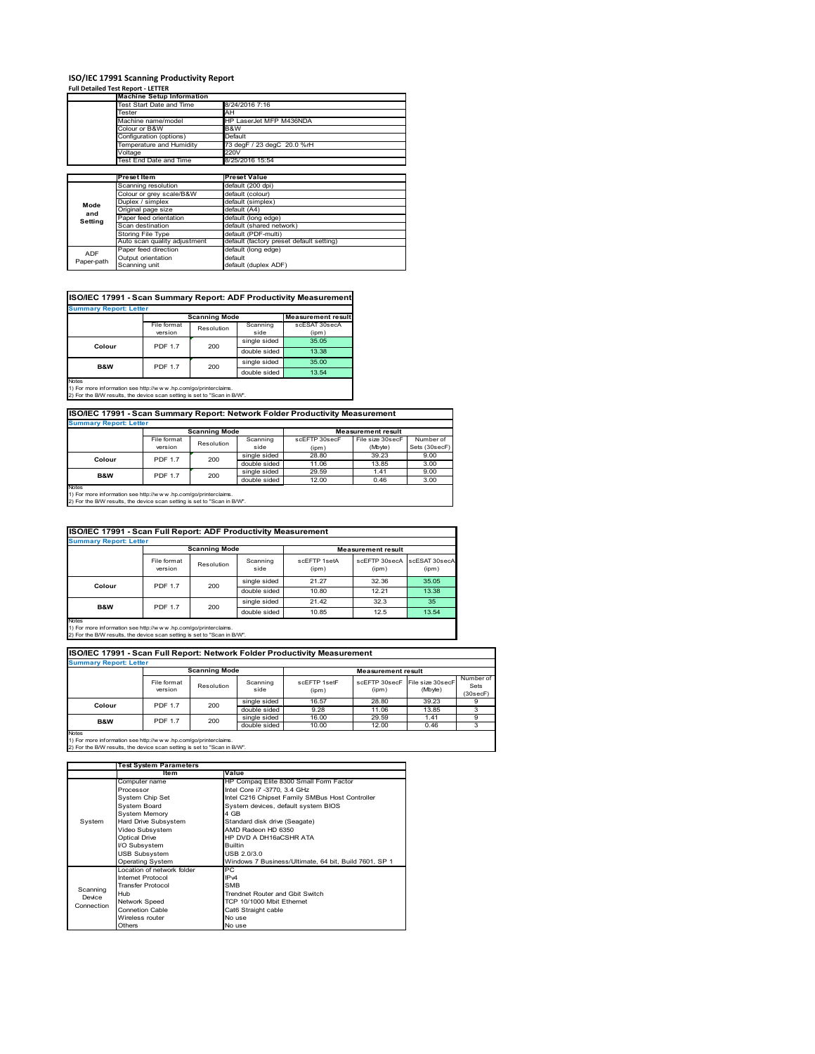# ISO/IEC 17991 Scanning Productivity Report

**Full Detailed Test Report - LETTER**

| | Machine Setup Information | |
|---|---|---|
| | Test Start Date and Time | 8/24/2016 7:16 |
| | Tester | AH |
| | Machine name/model | HP LaserJet MFP M436NDA |
| | Colour or B&W | B&W |
| | Configuration (options) | Default |
| | Temperature and Humidity | 73 degF / 23 degC 20.0 %rH |
| | Voltage | 220V |
| | Test End Date and Time | 8/25/2016 15:54 |

| | Preset Item | Preset Value |
|---|---|---|
| Mode and Setting | Scanning resolution | default (200 dpi) |
| | Colour or grey scale/B&W | default (colour) |
| | Duplex / simplex | default (simplex) |
| | Original page size | default (A4) |
| | Paper feed orientation | default (long edge) |
| | Scan destination | default (shared network) |
| | Storing File Type | default (PDF-multi) |
| | Auto scan quality adjustment | default (factory preset default setting) |
| ADF Paper-path | Paper feed direction | default (long edge) |
| | Output orientation | default |
| | Scanning unit | default (duplex ADF) |

## ISO/IEC 17991 - Scan Summary Report: ADF Productivity Measurement

**Summary Report: Letter**

| | Scanning Mode | | | Measurement result |
|---|---|---|---|---|
| | File format version | Resolution | Scanning side | scESAT 30secA (ipm) |
| Colour | PDF 1.7 | 200 | single sided | 35.05 |
| | | | double sided | 13.38 |
| B&W | PDF 1.7 | 200 | single sided | 35.00 |
| | | | double sided | 13.54 |

Notes
1) For more information see http://www.hp.com/go/printerclaims.
2) For the B/W results, the device scan setting is set to "Scan in B/W".

## ISO/IEC 17991 - Scan Summary Report: Network Folder Productivity Measurement

**Summary Report: Letter**

| | Scanning Mode | | | Measurement result | | |
|---|---|---|---|---|---|---|
| | File format version | Resolution | Scanning side | scEFTP 30secF (ipm) | File size 30secF (Mbyte) | Number of Sets (30secF) |
| Colour | PDF 1.7 | 200 | single sided | 28.80 | 39.23 | 9.00 |
| | | | double sided | 11.06 | 13.85 | 3.00 |
| B&W | PDF 1.7 | 200 | single sided | 29.59 | 1.41 | 9.00 |
| | | | double sided | 12.00 | 0.46 | 3.00 |

Notes
1) For more information see http://www.hp.com/go/printerclaims.
2) For the B/W results, the device scan setting is set to "Scan in B/W".

## ISO/IEC 17991 - Scan Full Report: ADF Productivity Measurement

**Summary Report: Letter**

| | Scanning Mode | | | Measurement result | | |
|---|---|---|---|---|---|---|
| | File format version | Resolution | Scanning side | scEFTP 1setA (ipm) | scEFTP 30secA (ipm) | scESAT 30secA (ipm) |
| Colour | PDF 1.7 | 200 | single sided | 21.27 | 32.36 | 35.05 |
| | | | double sided | 10.80 | 12.21 | 13.38 |
| B&W | PDF 1.7 | 200 | single sided | 21.42 | 32.3 | 35 |
| | | | double sided | 10.85 | 12.5 | 13.54 |

Notes
1) For more information see http://www.hp.com/go/printerclaims.
2) For the B/W results, the device scan setting is set to "Scan in B/W".

## ISO/IEC 17991 - Scan Full Report: Network Folder Productivity Measurement

**Summary Report: Letter**

| | Scanning Mode | | | Measurement result | | | |
|---|---|---|---|---|---|---|---|
| | File format version | Resolution | Scanning side | scEFTP 1setF (ipm) | scEFTP 30secF (ipm) | File size 30secF (Mbyte) | Number of Sets (30secF) |
| Colour | PDF 1.7 | 200 | single sided | 16.57 | 28.80 | 39.23 | 9 |
| | | | double sided | 9.28 | 11.06 | 13.85 | 3 |
| B&W | PDF 1.7 | 200 | single sided | 16.00 | 29.59 | 1.41 | 9 |
| | | | double sided | 10.00 | 12.00 | 0.46 | 3 |

Notes
1) For more information see http://www.hp.com/go/printerclaims.
2) For the B/W results, the device scan setting is set to "Scan in B/W".

| | Test System Parameters | |
|---|---|---|
| | Item | Value |
| System | Computer name | HP Compaq Elite 8300 Small Form Factor |
| | Processor | Intel Core i7 -3770, 3.4 GHz |
| | System Chip Set | Intel C216 Chipset Family SMBus Host Controller |
| | System Board | System devices, default system BIOS |
| | System Memory | 4 GB |
| | Hard Drive Subsystem | Standard disk drive (Seagate) |
| | Video Subsystem | AMD Radeon HD 6350 |
| | Optical Drive | HP DVD A DH16aCSHR ATA |
| | I/O Subsystem | Builtin |
| | USB Subsystem | USB 2.0/3.0 |
| | Operating System | Windows 7 Business/Ultimate, 64 bit, Build 7601, SP 1 |
| Scanning Device Connection | Location of network folder | PC |
| | Internet Protocol | IPv4 |
| | Transfer Protocol | SMB |
| | Hub | Trendnet Router and Gbit Switch |
| | Network Speed | TCP 10/1000 Mbit Ethernet |
| | Connetion Cable | Cat6 Straight cable |
| | Wireless router | No use |
| | Others | No use |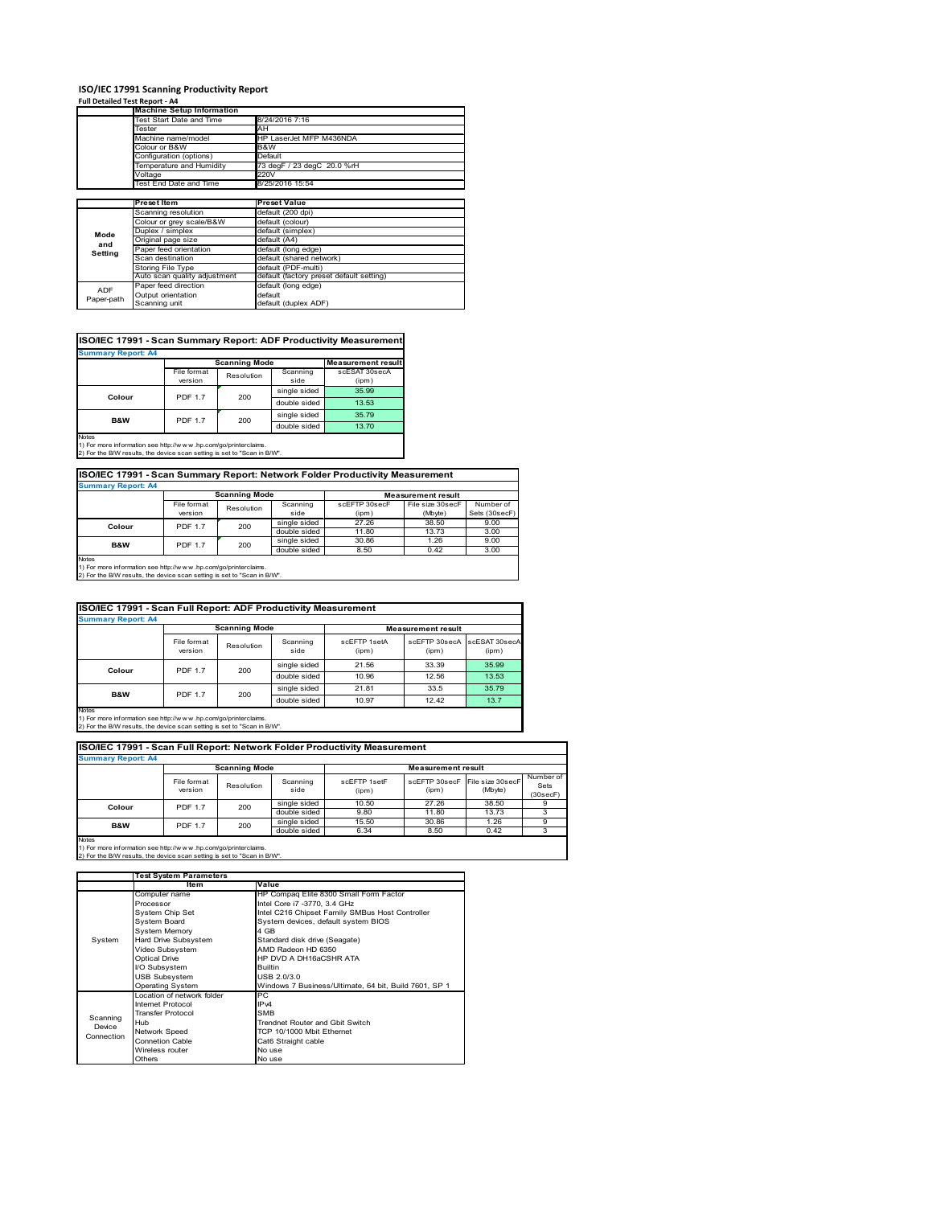# ISO/IEC 17991 Scanning Productivity Report

**Full Detailed Test Report - A4**

| | Machine Setup Information | |
|---|---|---|
| | Test Start Date and Time | 8/24/2016 7:16 |
| | Tester | AH |
| | Machine name/model | HP LaserJet MFP M436NDA |
| | Colour or B&W | B&W |
| | Configuration (options) | Default |
| | Temperature and Humidity | 73 degF / 23 degC 20.0 %rH |
| | Voltage | 220V |
| | Test End Date and Time | 8/25/2016 15:54 |

| | Preset Item | Preset Value |
|---|---|---|
| Mode and Setting | Scanning resolution | default (200 dpi) |
| | Colour or grey scale/B&W | default (colour) |
| | Duplex / simplex | default (simplex) |
| | Original page size | default (A4) |
| | Paper feed orientation | default (long edge) |
| | Scan destination | default (shared network) |
| | Storing File Type | default (PDF-multi) |
| | Auto scan quality adjustment | default (factory preset default setting) |
| ADF Paper-path | Paper feed direction | default (long edge) |
| | Output orientation | default |
| | Scanning unit | default (duplex ADF) |

## ISO/IEC 17991 - Scan Summary Report: ADF Productivity Measurement

**Summary Report: A4**

| | Scanning Mode | | | Measurement result |
|---|---|---|---|---|
| | File format version | Resolution | Scanning side | scESAT 30secA (ipm) |
| Colour | PDF 1.7 | 200 | single sided | 35.99 |
| | | | double sided | 13.53 |
| B&W | PDF 1.7 | 200 | single sided | 35.79 |
| | | | double sided | 13.70 |

Notes
1) For more information see http://www.hp.com/go/printerclaims.
2) For the B/W results, the device scan setting is set to "Scan in B/W".

## ISO/IEC 17991 - Scan Summary Report: Network Folder Productivity Measurement

**Summary Report: A4**

| | Scanning Mode | | | Measurement result | | |
|---|---|---|---|---|---|---|
| | File format version | Resolution | Scanning side | scEFTP 30secF (ipm) | File size 30secF (Mbyte) | Number of Sets (30secF) |
| Colour | PDF 1.7 | 200 | single sided | 27.26 | 38.50 | 9.00 |
| | | | double sided | 11.80 | 13.73 | 3.00 |
| B&W | PDF 1.7 | 200 | single sided | 30.86 | 1.26 | 9.00 |
| | | | double sided | 8.50 | 0.42 | 3.00 |

Notes
1) For more information see http://www.hp.com/go/printerclaims.
2) For the B/W results, the device scan setting is set to "Scan in B/W".

## ISO/IEC 17991 - Scan Full Report: ADF Productivity Measurement

**Summary Report: A4**

| | Scanning Mode | | | Measurement result | | |
|---|---|---|---|---|---|---|
| | File format version | Resolution | Scanning side | scEFTP 1setA (ipm) | scEFTP 30secA (ipm) | scESAT 30secA (ipm) |
| Colour | PDF 1.7 | 200 | single sided | 21.56 | 33.39 | 35.99 |
| | | | double sided | 10.96 | 12.56 | 13.53 |
| B&W | PDF 1.7 | 200 | single sided | 21.81 | 33.5 | 35.79 |
| | | | double sided | 10.97 | 12.42 | 13.7 |

Notes
1) For more information see http://www.hp.com/go/printerclaims.
2) For the B/W results, the device scan setting is set to "Scan in B/W".

## ISO/IEC 17991 - Scan Full Report: Network Folder Productivity Measurement

**Summary Report: A4**

| | Scanning Mode | | | Measurement result | | | |
|---|---|---|---|---|---|---|---|
| | File format version | Resolution | Scanning side | scEFTP 1setF (ipm) | scEFTP 30secF (ipm) | File size 30secF (Mbyte) | Number of Sets (30secF) |
| Colour | PDF 1.7 | 200 | single sided | 10.50 | 27.26 | 38.50 | 9 |
| | | | double sided | 9.80 | 11.80 | 13.73 | 3 |
| B&W | PDF 1.7 | 200 | single sided | 15.50 | 30.86 | 1.26 | 9 |
| | | | double sided | 6.34 | 8.50 | 0.42 | 3 |

Notes
1) For more information see http://www.hp.com/go/printerclaims.
2) For the B/W results, the device scan setting is set to "Scan in B/W".

| | Test System Parameters | |
|---|---|---|
| | Item | Value |
| System | Computer name | HP Compaq Elite 8300 Small Form Factor |
| | Processor | Intel Core i7 -3770, 3.4 GHz |
| | System Chip Set | Intel C216 Chipset Family SMBus Host Controller |
| | System Board | System devices, default system BIOS |
| | System Memory | 4 GB |
| | Hard Drive Subsystem | Standard disk drive (Seagate) |
| | Video Subsystem | AMD Radeon HD 6350 |
| | Optical Drive | HP DVD A DH16aCSHR ATA |
| | I/O Subsystem | Builtin |
| | USB Subsystem | USB 2.0/3.0 |
| | Operating System | Windows 7 Business/Ultimate, 64 bit, Build 7601, SP 1 |
| Scanning Device Connection | Location of network folder | PC |
| | Internet Protocol | IPv4 |
| | Transfer Protocol | SMB |
| | Hub | Trendnet Router and Gbit Switch |
| | Network Speed | TCP 10/1000 Mbit Ethernet |
| | Connetion Cable | Cat6 Straight cable |
| | Wireless router | No use |
| | Others | No use |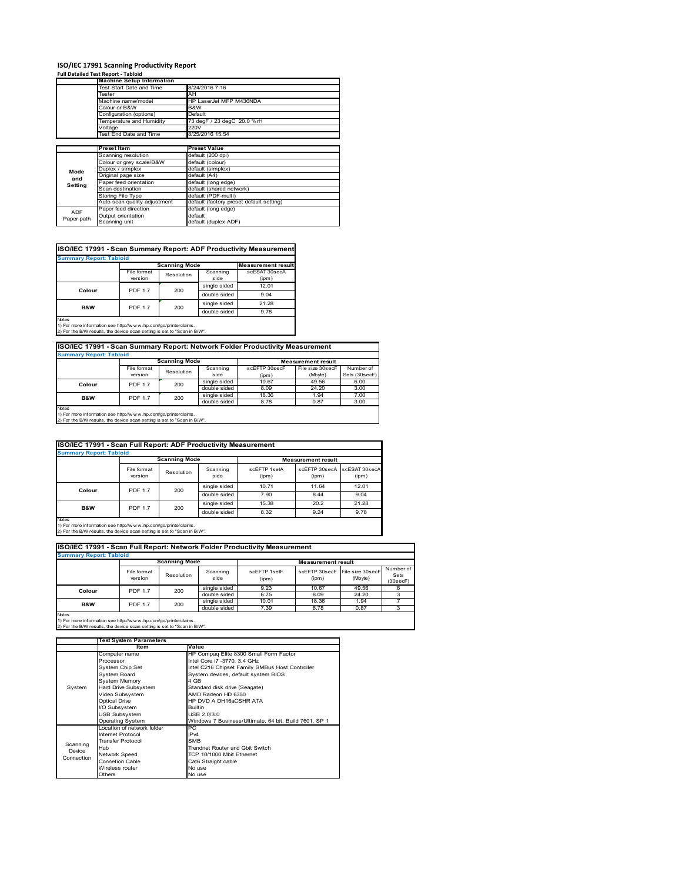# ISO/IEC 17991 Scanning Productivity Report

**Full Detailed Test Report - Tabloid**

| | Machine Setup Information | |
|---|---|---|
| | Test Start Date and Time | 8/24/2016 7:16 |
| | Tester | AH |
| | Machine name/model | HP LaserJet MFP M436NDA |
| | Colour or B&W | B&W |
| | Configuration (options) | Default |
| | Temperature and Humidity | 73 degF / 23 degC 20.0 %rH |
| | Voltage | 220V |
| | Test End Date and Time | 8/25/2016 15:54 |

| | Preset Item | Preset Value |
|---|---|---|
| Mode and Setting | Scanning resolution | default (200 dpi) |
| | Colour or grey scale/B&W | default (colour) |
| | Duplex / simplex | default (simplex) |
| | Original page size | default (A4) |
| | Paper feed orientation | default (long edge) |
| | Scan destination | default (shared network) |
| | Storing File Type | default (PDF-multi) |
| | Auto scan quality adjustment | default (factory preset default setting) |
| ADF Paper-path | Paper feed direction | default (long edge) |
| | Output orientation | default |
| | Scanning unit | default (duplex ADF) |

## ISO/IEC 17991 - Scan Summary Report: ADF Productivity Measurement

**Summary Report: Tabloid**

| | Scanning Mode | | | Measurement result |
|---|---|---|---|---|
| | File format version | Resolution | Scanning side | scESAT 30secA (ipm) |
| Colour | PDF 1.7 | 200 | single sided | 12.01 |
| | | | double sided | 9.04 |
| B&W | PDF 1.7 | 200 | single sided | 21.28 |
| | | | double sided | 9.78 |

Notes
1) For more information see http://www.hp.com/go/printerclaims.
2) For the B/W results, the device scan setting is set to "Scan in B/W".

## ISO/IEC 17991 - Scan Summary Report: Network Folder Productivity Measurement

**Summary Report: Tabloid**

| | Scanning Mode | | | Measurement result | | |
|---|---|---|---|---|---|---|
| | File format version | Resolution | Scanning side | scEFTP 30secF (ipm) | File size 30secF (Mbyte) | Number of Sets (30secF) |
| Colour | PDF 1.7 | 200 | single sided | 10.67 | 49.56 | 6.00 |
| | | | double sided | 8.09 | 24.20 | 3.00 |
| B&W | PDF 1.7 | 200 | single sided | 18.36 | 1.94 | 7.00 |
| | | | double sided | 8.78 | 0.87 | 3.00 |

Notes
1) For more information see http://www.hp.com/go/printerclaims.
2) For the B/W results, the device scan setting is set to "Scan in B/W".

## ISO/IEC 17991 - Scan Full Report: ADF Productivity Measurement

**Summary Report: Tabloid**

| | Scanning Mode | | | Measurement result | | |
|---|---|---|---|---|---|---|
| | File format version | Resolution | Scanning side | scEFTP 1setA (ipm) | scEFTP 30secA (ipm) | scESAT 30secA (ipm) |
| Colour | PDF 1.7 | 200 | single sided | 10.71 | 11.64 | 12.01 |
| | | | double sided | 7.90 | 8.44 | 9.04 |
| B&W | PDF 1.7 | 200 | single sided | 15.38 | 20.2 | 21.28 |
| | | | double sided | 8.32 | 9.24 | 9.78 |

Notes
1) For more information see http://www.hp.com/go/printerclaims.
2) For the B/W results, the device scan setting is set to "Scan in B/W".

## ISO/IEC 17991 - Scan Full Report: Network Folder Productivity Measurement

**Summary Report: Tabloid**

| | Scanning Mode | | | Measurement result | | | |
|---|---|---|---|---|---|---|---|
| | File format version | Resolution | Scanning side | scEFTP 1setF (ipm) | scEFTP 30secF (ipm) | File size 30secF (Mbyte) | Number of Sets (30secF) |
| Colour | PDF 1.7 | 200 | single sided | 9.23 | 10.67 | 49.56 | 6 |
| | | | double sided | 6.75 | 8.09 | 24.20 | 3 |
| B&W | PDF 1.7 | 200 | single sided | 10.01 | 18.36 | 1.94 | 7 |
| | | | double sided | 7.39 | 8.78 | 0.87 | 3 |

Notes
1) For more information see http://www.hp.com/go/printerclaims.
2) For the B/W results, the device scan setting is set to "Scan in B/W".

| | Test System Parameters | |
|---|---|---|
| | Item | Value |
| System | Computer name | HP Compaq Elite 8300 Small Form Factor |
| | Processor | Intel Core i7 -3770, 3.4 GHz |
| | System Chip Set | Intel C216 Chipset Family SMBus Host Controller |
| | System Board | System devices, default system BIOS |
| | System Memory | 4 GB |
| | Hard Drive Subsystem | Standard disk drive (Seagate) |
| | Video Subsystem | AMD Radeon HD 6350 |
| | Optical Drive | HP DVD A DH16aCSHR ATA |
| | I/O Subsystem | Builtin |
| | USB Subsystem | USB 2.0/3.0 |
| | Operating System | Windows 7 Business/Ultimate, 64 bit, Build 7601, SP 1 |
| Scanning Device Connection | Location of network folder | PC |
| | Internet Protocol | IPv4 |
| | Transfer Protocol | SMB |
| | Hub | Trendnet Router and Gbit Switch |
| | Network Speed | TCP 10/1000 Mbit Ethernet |
| | Connetion Cable | Cat6 Straight cable |
| | Wireless router | No use |
| | Others | No use |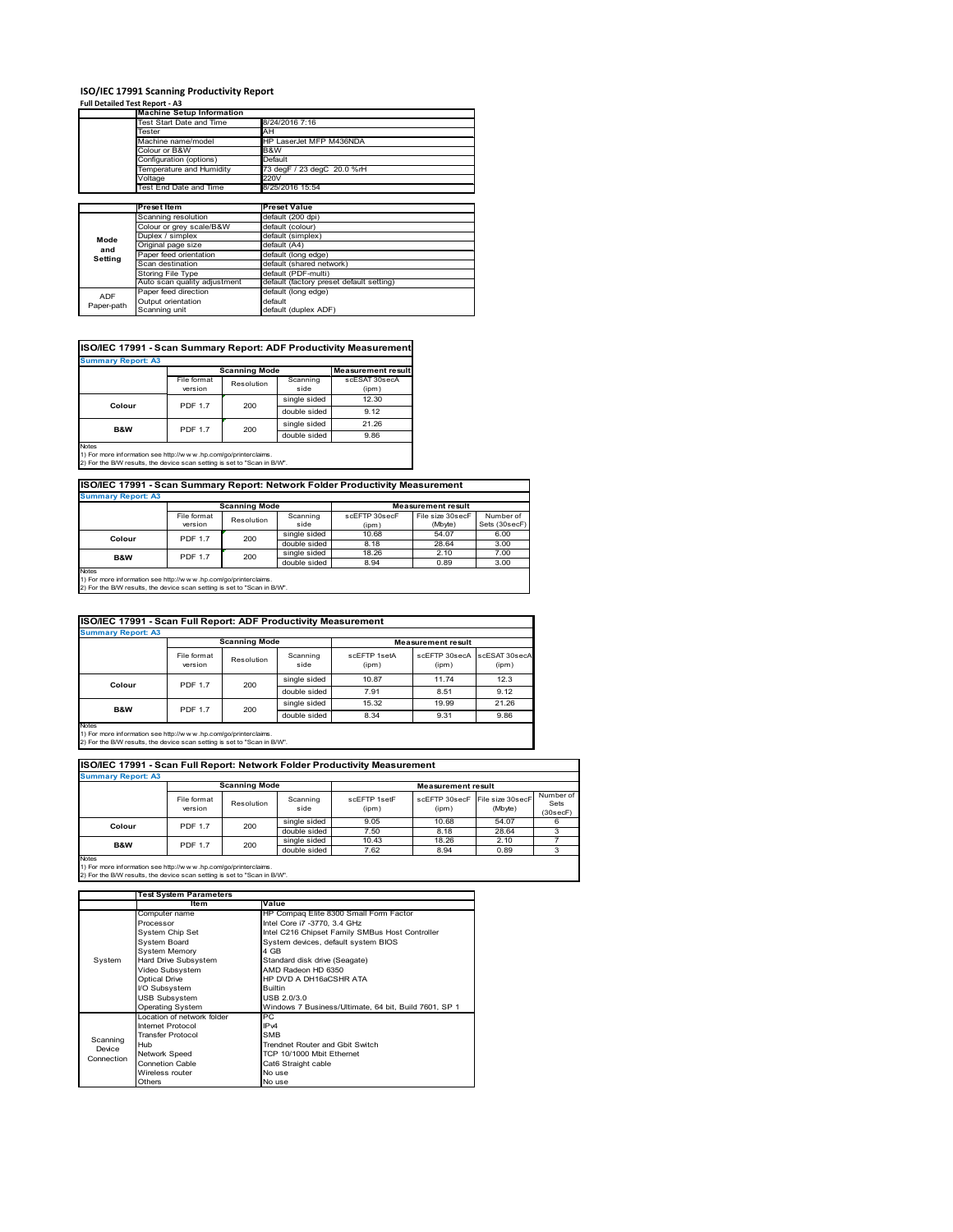# ISO/IEC 17991 Scanning Productivity Report

**Full Detailed Test Report - A3**

| | Machine Setup Information | |
|---|---|---|
| | Test Start Date and Time | 8/24/2016 7:16 |
| | Tester | AH |
| | Machine name/model | HP LaserJet MFP M436NDA |
| | Colour or B&W | B&W |
| | Configuration (options) | Default |
| | Temperature and Humidity | 73 degF / 23 degC 20.0 %rH |
| | Voltage | 220V |
| | Test End Date and Time | 8/25/2016 15:54 |

| | Preset Item | Preset Value |
|---|---|---|
| Mode and Setting | Scanning resolution | default (200 dpi) |
| | Colour or grey scale/B&W | default (colour) |
| | Duplex / simplex | default (simplex) |
| | Original page size | default (A4) |
| | Paper feed orientation | default (long edge) |
| | Scan destination | default (shared network) |
| | Storing File Type | default (PDF-multi) |
| | Auto scan quality adjustment | default (factory preset default setting) |
| ADF Paper-path | Paper feed direction | default (long edge) |
| | Output orientation | default |
| | Scanning unit | default (duplex ADF) |

## ISO/IEC 17991 - Scan Summary Report: ADF Productivity Measurement

**Summary Report: A3**

| | Scanning Mode | | | Measurement result |
|---|---|---|---|---|
| | File format version | Resolution | Scanning side | scESAT 30secA (ipm) |
| Colour | PDF 1.7 | 200 | single sided | 12.30 |
| | | | double sided | 9.12 |
| B&W | PDF 1.7 | 200 | single sided | 21.26 |
| | | | double sided | 9.86 |

Notes
1) For more information see http://w w w .hp.com/go/printerclaims.
2) For the B/W results, the device scan setting is set to "Scan in B/W".

## ISO/IEC 17991 - Scan Summary Report: Network Folder Productivity Measurement

**Summary Report: A3**

| | Scanning Mode | | | Measurement result | | |
|---|---|---|---|---|---|---|
| | File format version | Resolution | Scanning side | scEFTP 30secF (ipm) | File size 30secF (Mbyte) | Number of Sets (30secF) |
| Colour | PDF 1.7 | 200 | single sided | 10.68 | 54.07 | 6.00 |
| | | | double sided | 8.18 | 28.64 | 3.00 |
| B&W | PDF 1.7 | 200 | single sided | 18.26 | 2.10 | 7.00 |
| | | | double sided | 8.94 | 0.89 | 3.00 |

Notes
1) For more information see http://w w w .hp.com/go/printerclaims.
2) For the B/W results, the device scan setting is set to "Scan in B/W".

## ISO/IEC 17991 - Scan Full Report: ADF Productivity Measurement

**Summary Report: A3**

| | Scanning Mode | | | Measurement result | | |
|---|---|---|---|---|---|---|
| | File format version | Resolution | Scanning side | scEFTP 1setA (ipm) | scEFTP 30secA (ipm) | scESAT 30secA (ipm) |
| Colour | PDF 1.7 | 200 | single sided | 10.87 | 11.74 | 12.3 |
| | | | double sided | 7.91 | 8.51 | 9.12 |
| B&W | PDF 1.7 | 200 | single sided | 15.32 | 19.99 | 21.26 |
| | | | double sided | 8.34 | 9.31 | 9.86 |

Notes
1) For more information see http://w w w .hp.com/go/printerclaims.
2) For the B/W results, the device scan setting is set to "Scan in B/W".

## ISO/IEC 17991 - Scan Full Report: Network Folder Productivity Measurement

**Summary Report: A3**

| | Scanning Mode | | | Measurement result | | | |
|---|---|---|---|---|---|---|---|
| | File format version | Resolution | Scanning side | scEFTP 1setF (ipm) | scEFTP 30secF (ipm) | File size 30secF (Mbyte) | Number of Sets (30secF) |
| Colour | PDF 1.7 | 200 | single sided | 9.05 | 10.68 | 54.07 | 6 |
| | | | double sided | 7.50 | 8.18 | 28.64 | 3 |
| B&W | PDF 1.7 | 200 | single sided | 10.43 | 18.26 | 2.10 | 7 |
| | | | double sided | 7.62 | 8.94 | 0.89 | 3 |

Notes
1) For more information see http://w w w .hp.com/go/printerclaims.
2) For the B/W results, the device scan setting is set to "Scan in B/W".

| | Test System Parameters | |
|---|---|---|
| | Item | Value |
| System | Computer name | HP Compaq Elite 8300 Small Form Factor |
| | Processor | Intel Core i7 -3770, 3.4 GHz |
| | System Chip Set | Intel C216 Chipset Family SMBus Host Controller |
| | System Board | System devices, default system BIOS |
| | System Memory | 4 GB |
| | Hard Drive Subsystem | Standard disk drive (Seagate) |
| | Video Subsystem | AMD Radeon HD 6350 |
| | Optical Drive | HP DVD A DH16aCSHR ATA |
| | I/O Subsystem | Builtin |
| | USB Subsystem | USB 2.0/3.0 |
| | Operating System | Windows 7 Business/Ultimate, 64 bit, Build 7601, SP 1 |
| Scanning Device Connection | Location of network folder | PC |
| | Internet Protocol | IPv4 |
| | Transfer Protocol | SMB |
| | Hub | Trendnet Router and Gbit Switch |
| | Network Speed | TCP 10/1000 Mbit Ethernet |
| | Connetion Cable | Cat6 Straight cable |
| | Wireless router | No use |
| | Others | No use |